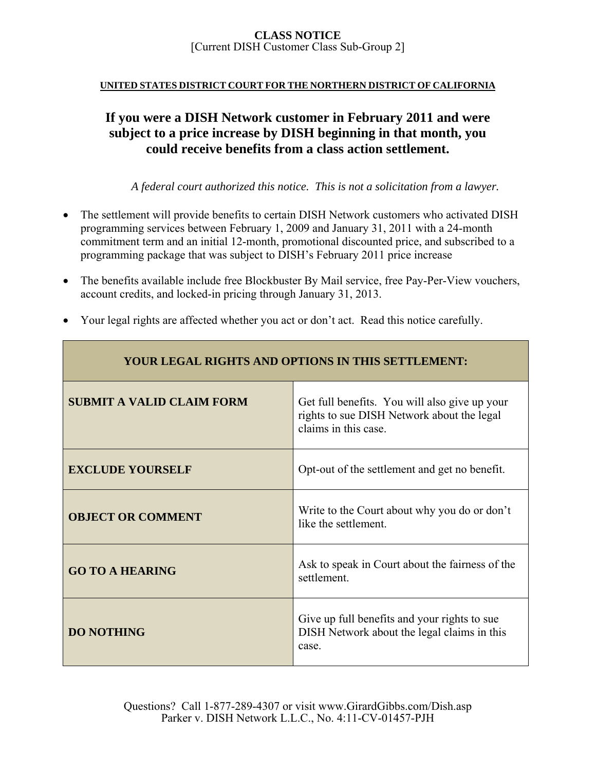**CLASS NOTICE**
[Current DISH Customer Class Sub-Group 2]

**UNITED STATES DISTRICT COURT FOR THE NORTHERN DISTRICT OF CALIFORNIA**

# If you were a DISH Network customer in February 2011 and were subject to a price increase by DISH beginning in that month, you could receive benefits from a class action settlement.

*A federal court authorized this notice. This is not a solicitation from a lawyer.*

- The settlement will provide benefits to certain DISH Network customers who activated DISH programming services between February 1, 2009 and January 31, 2011 with a 24-month commitment term and an initial 12-month, promotional discounted price, and subscribed to a programming package that was subject to DISH's February 2011 price increase
- The benefits available include free Blockbuster By Mail service, free Pay-Per-View vouchers, account credits, and locked-in pricing through January 31, 2013.
- Your legal rights are affected whether you act or don't act. Read this notice carefully.

| YOUR LEGAL RIGHTS AND OPTIONS IN THIS SETTLEMENT: | |
|---|---|
| **SUBMIT A VALID CLAIM FORM** | Get full benefits. You will also give up your rights to sue DISH Network about the legal claims in this case. |
| **EXCLUDE YOURSELF** | Opt-out of the settlement and get no benefit. |
| **OBJECT OR COMMENT** | Write to the Court about why you do or don't like the settlement. |
| **GO TO A HEARING** | Ask to speak in Court about the fairness of the settlement. |
| **DO NOTHING** | Give up full benefits and your rights to sue DISH Network about the legal claims in this case. |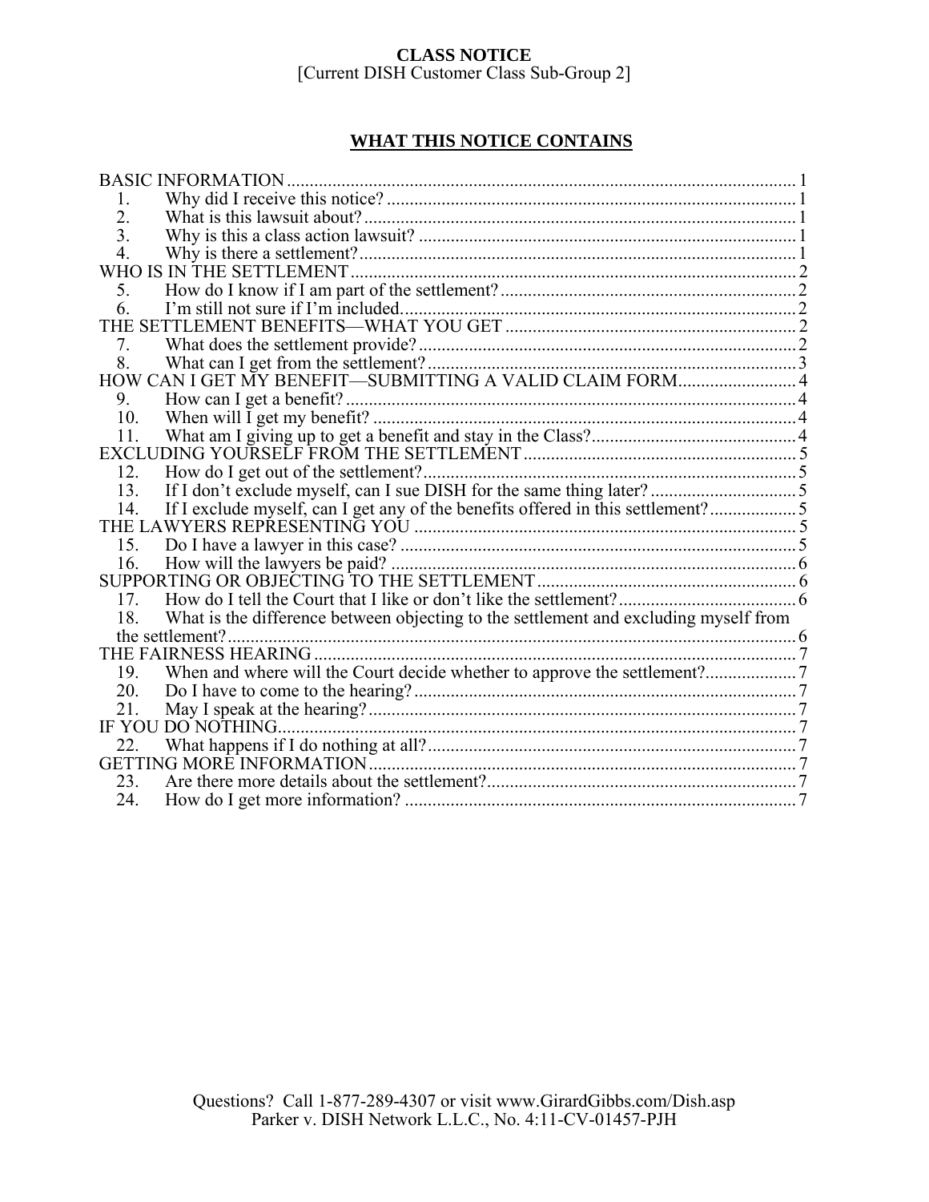**CLASS NOTICE**
[Current DISH Customer Class Sub-Group 2]

## WHAT THIS NOTICE CONTAINS

BASIC INFORMATION ... 1
- 1. Why did I receive this notice? ... 1
- 2. What is this lawsuit about? ... 1
- 3. Why is this a class action lawsuit? ... 1
- 4. Why is there a settlement? ... 1

WHO IS IN THE SETTLEMENT ... 2
- 5. How do I know if I am part of the settlement? ... 2
- 6. I'm still not sure if I'm included ... 2

THE SETTLEMENT BENEFITS—WHAT YOU GET ... 2
- 7. What does the settlement provide? ... 2
- 8. What can I get from the settlement? ... 3

HOW CAN I GET MY BENEFIT—SUBMITTING A VALID CLAIM FORM ... 4
- 9. How can I get a benefit? ... 4
- 10. When will I get my benefit? ... 4
- 11. What am I giving up to get a benefit and stay in the Class? ... 4

EXCLUDING YOURSELF FROM THE SETTLEMENT ... 5
- 12. How do I get out of the settlement? ... 5
- 13. If I don't exclude myself, can I sue DISH for the same thing later? ... 5
- 14. If I exclude myself, can I get any of the benefits offered in this settlement? ... 5

THE LAWYERS REPRESENTING YOU ... 5
- 15. Do I have a lawyer in this case? ... 5
- 16. How will the lawyers be paid? ... 6

SUPPORTING OR OBJECTING TO THE SETTLEMENT ... 6
- 17. How do I tell the Court that I like or don't like the settlement? ... 6
- 18. What is the difference between objecting to the settlement and excluding myself from the settlement? ... 6

THE FAIRNESS HEARING ... 7
- 19. When and where will the Court decide whether to approve the settlement? ... 7
- 20. Do I have to come to the hearing? ... 7
- 21. May I speak at the hearing? ... 7

IF YOU DO NOTHING ... 7
- 22. What happens if I do nothing at all? ... 7

GETTING MORE INFORMATION ... 7
- 23. Are there more details about the settlement? ... 7
- 24. How do I get more information? ... 7

Questions? Call 1-877-289-4307 or visit www.GirardGibbs.com/Dish.asp
Parker v. DISH Network L.L.C., No. 4:11-CV-01457-PJH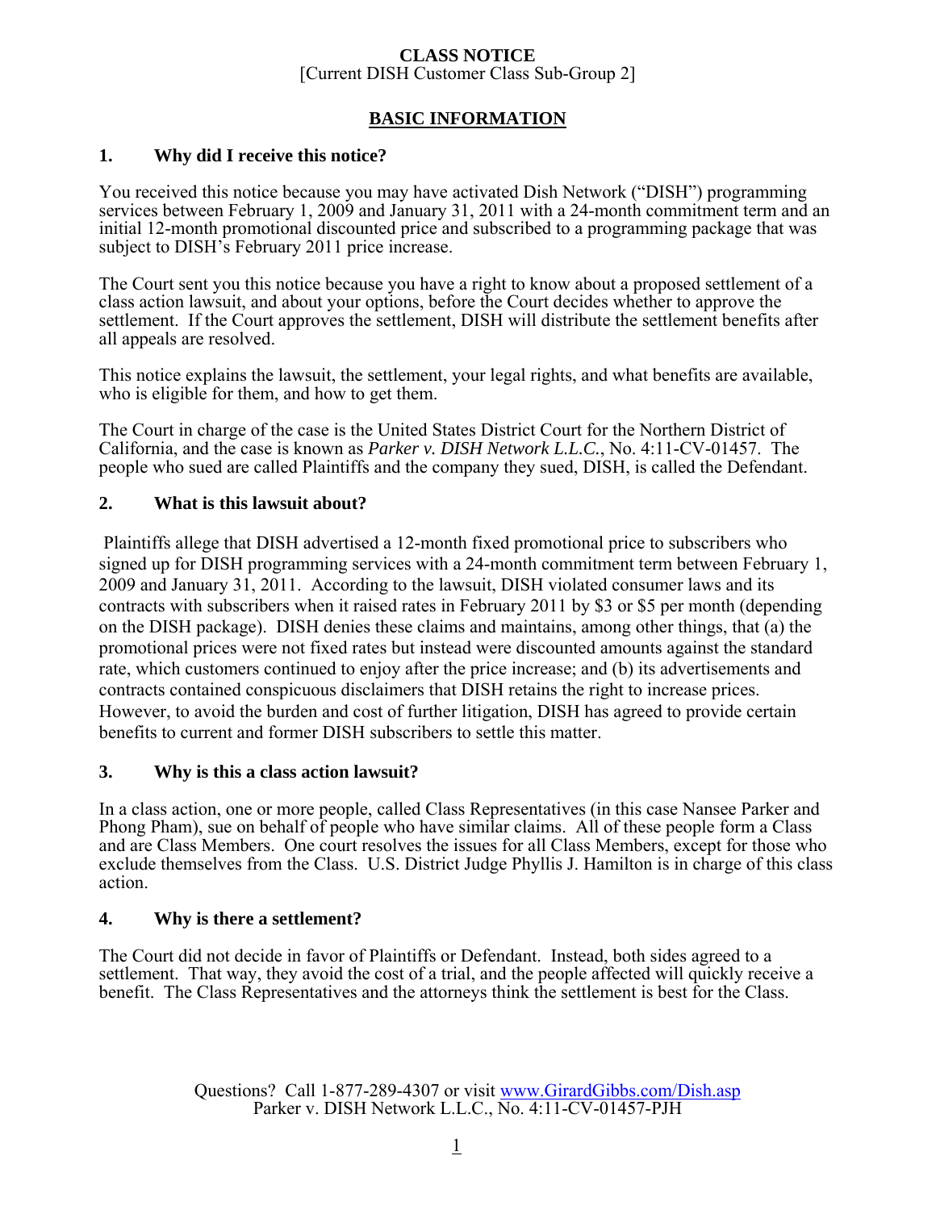**CLASS NOTICE**
[Current DISH Customer Class Sub-Group 2]

## BASIC INFORMATION

### 1. Why did I receive this notice?

You received this notice because you may have activated Dish Network ("DISH") programming services between February 1, 2009 and January 31, 2011 with a 24-month commitment term and an initial 12-month promotional discounted price and subscribed to a programming package that was subject to DISH's February 2011 price increase.

The Court sent you this notice because you have a right to know about a proposed settlement of a class action lawsuit, and about your options, before the Court decides whether to approve the settlement. If the Court approves the settlement, DISH will distribute the settlement benefits after all appeals are resolved.

This notice explains the lawsuit, the settlement, your legal rights, and what benefits are available, who is eligible for them, and how to get them.

The Court in charge of the case is the United States District Court for the Northern District of California, and the case is known as *Parker v. DISH Network L.L.C.*, No. 4:11-CV-01457. The people who sued are called Plaintiffs and the company they sued, DISH, is called the Defendant.

### 2. What is this lawsuit about?

Plaintiffs allege that DISH advertised a 12-month fixed promotional price to subscribers who signed up for DISH programming services with a 24-month commitment term between February 1, 2009 and January 31, 2011. According to the lawsuit, DISH violated consumer laws and its contracts with subscribers when it raised rates in February 2011 by $3 or $5 per month (depending on the DISH package). DISH denies these claims and maintains, among other things, that (a) the promotional prices were not fixed rates but instead were discounted amounts against the standard rate, which customers continued to enjoy after the price increase; and (b) its advertisements and contracts contained conspicuous disclaimers that DISH retains the right to increase prices. However, to avoid the burden and cost of further litigation, DISH has agreed to provide certain benefits to current and former DISH subscribers to settle this matter.

### 3. Why is this a class action lawsuit?

In a class action, one or more people, called Class Representatives (in this case Nansee Parker and Phong Pham), sue on behalf of people who have similar claims. All of these people form a Class and are Class Members. One court resolves the issues for all Class Members, except for those who exclude themselves from the Class. U.S. District Judge Phyllis J. Hamilton is in charge of this class action.

### 4. Why is there a settlement?

The Court did not decide in favor of Plaintiffs or Defendant. Instead, both sides agreed to a settlement. That way, they avoid the cost of a trial, and the people affected will quickly receive a benefit. The Class Representatives and the attorneys think the settlement is best for the Class.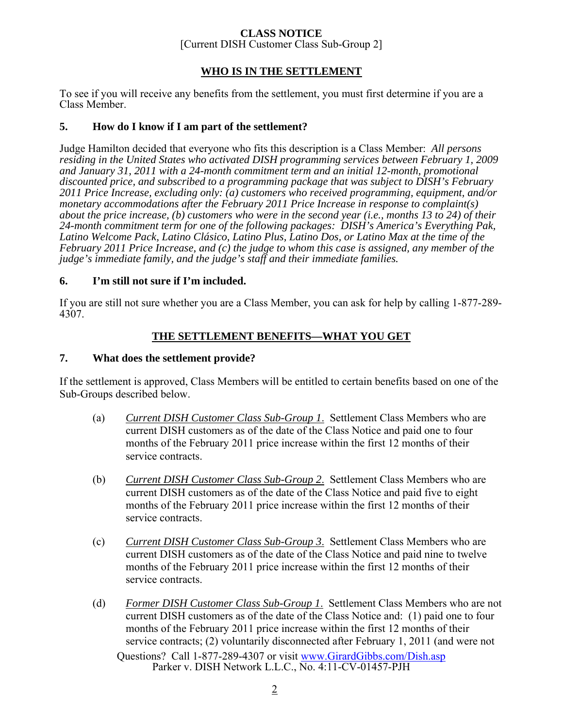## WHO IS IN THE SETTLEMENT

To see if you will receive any benefits from the settlement, you must first determine if you are a Class Member.

### 5. How do I know if I am part of the settlement?

Judge Hamilton decided that everyone who fits this description is a Class Member: *All persons residing in the United States who activated DISH programming services between February 1, 2009 and January 31, 2011 with a 24-month commitment term and an initial 12-month, promotional discounted price, and subscribed to a programming package that was subject to DISH's February 2011 Price Increase, excluding only: (a) customers who received programming, equipment, and/or monetary accommodations after the February 2011 Price Increase in response to complaint(s) about the price increase, (b) customers who were in the second year (i.e., months 13 to 24) of their 24-month commitment term for one of the following packages: DISH's America's Everything Pak, Latino Welcome Pack, Latino Clásico, Latino Plus, Latino Dos, or Latino Max at the time of the February 2011 Price Increase, and (c) the judge to whom this case is assigned, any member of the judge's immediate family, and the judge's staff and their immediate families.*

### 6. I'm still not sure if I'm included.

If you are still not sure whether you are a Class Member, you can ask for help by calling 1-877-289-4307.

## THE SETTLEMENT BENEFITS—WHAT YOU GET

### 7. What does the settlement provide?

If the settlement is approved, Class Members will be entitled to certain benefits based on one of the Sub-Groups described below.

(a) *Current DISH Customer Class Sub-Group 1*. Settlement Class Members who are current DISH customers as of the date of the Class Notice and paid one to four months of the February 2011 price increase within the first 12 months of their service contracts.

(b) *Current DISH Customer Class Sub-Group 2*. Settlement Class Members who are current DISH customers as of the date of the Class Notice and paid five to eight months of the February 2011 price increase within the first 12 months of their service contracts.

(c) *Current DISH Customer Class Sub-Group 3*. Settlement Class Members who are current DISH customers as of the date of the Class Notice and paid nine to twelve months of the February 2011 price increase within the first 12 months of their service contracts.

(d) *Former DISH Customer Class Sub-Group 1*. Settlement Class Members who are not current DISH customers as of the date of the Class Notice and: (1) paid one to four months of the February 2011 price increase within the first 12 months of their service contracts; (2) voluntarily disconnected after February 1, 2011 (and were not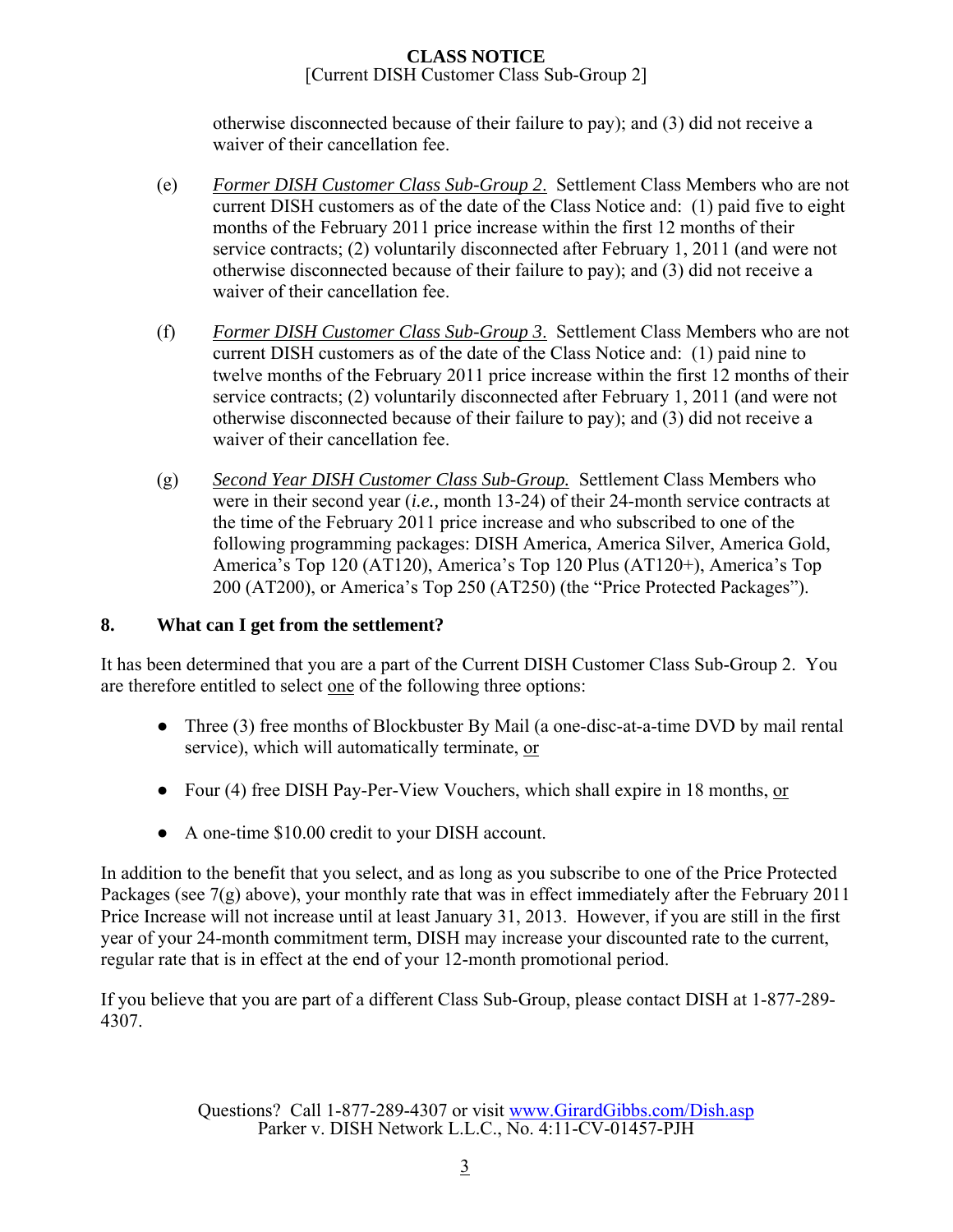otherwise disconnected because of their failure to pay); and (3) did not receive a waiver of their cancellation fee.

(e) *Former DISH Customer Class Sub-Group 2*. Settlement Class Members who are not current DISH customers as of the date of the Class Notice and: (1) paid five to eight months of the February 2011 price increase within the first 12 months of their service contracts; (2) voluntarily disconnected after February 1, 2011 (and were not otherwise disconnected because of their failure to pay); and (3) did not receive a waiver of their cancellation fee.

(f) *Former DISH Customer Class Sub-Group 3*. Settlement Class Members who are not current DISH customers as of the date of the Class Notice and: (1) paid nine to twelve months of the February 2011 price increase within the first 12 months of their service contracts; (2) voluntarily disconnected after February 1, 2011 (and were not otherwise disconnected because of their failure to pay); and (3) did not receive a waiver of their cancellation fee.

(g) *Second Year DISH Customer Class Sub-Group.* Settlement Class Members who were in their second year (*i.e.,* month 13-24) of their 24-month service contracts at the time of the February 2011 price increase and who subscribed to one of the following programming packages: DISH America, America Silver, America Gold, America's Top 120 (AT120), America's Top 120 Plus (AT120+), America's Top 200 (AT200), or America's Top 250 (AT250) (the "Price Protected Packages").

## 8. What can I get from the settlement?

It has been determined that you are a part of the Current DISH Customer Class Sub-Group 2. You are therefore entitled to select one of the following three options:

- Three (3) free months of Blockbuster By Mail (a one-disc-at-a-time DVD by mail rental service), which will automatically terminate, or
- Four (4) free DISH Pay-Per-View Vouchers, which shall expire in 18 months, or
- A one-time $10.00 credit to your DISH account.

In addition to the benefit that you select, and as long as you subscribe to one of the Price Protected Packages (see 7(g) above), your monthly rate that was in effect immediately after the February 2011 Price Increase will not increase until at least January 31, 2013. However, if you are still in the first year of your 24-month commitment term, DISH may increase your discounted rate to the current, regular rate that is in effect at the end of your 12-month promotional period.

If you believe that you are part of a different Class Sub-Group, please contact DISH at 1-877-289-4307.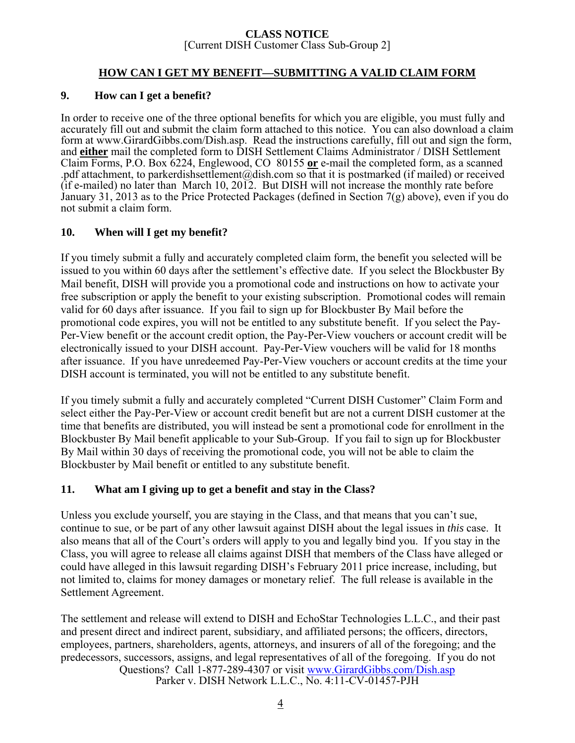**CLASS NOTICE**
[Current DISH Customer Class Sub-Group 2]

## HOW CAN I GET MY BENEFIT—SUBMITTING A VALID CLAIM FORM

### 9. How can I get a benefit?

In order to receive one of the three optional benefits for which you are eligible, you must fully and accurately fill out and submit the claim form attached to this notice. You can also download a claim form at www.GirardGibbs.com/Dish.asp. Read the instructions carefully, fill out and sign the form, and **either** mail the completed form to DISH Settlement Claims Administrator / DISH Settlement Claim Forms, P.O. Box 6224, Englewood, CO 80155 **or** e-mail the completed form, as a scanned .pdf attachment, to parkerdishsettlement@dish.com so that it is postmarked (if mailed) or received (if e-mailed) no later than March 10, 2012. But DISH will not increase the monthly rate before January 31, 2013 as to the Price Protected Packages (defined in Section 7(g) above), even if you do not submit a claim form.

### 10. When will I get my benefit?

If you timely submit a fully and accurately completed claim form, the benefit you selected will be issued to you within 60 days after the settlement's effective date. If you select the Blockbuster By Mail benefit, DISH will provide you a promotional code and instructions on how to activate your free subscription or apply the benefit to your existing subscription. Promotional codes will remain valid for 60 days after issuance. If you fail to sign up for Blockbuster By Mail before the promotional code expires, you will not be entitled to any substitute benefit. If you select the Pay-Per-View benefit or the account credit option, the Pay-Per-View vouchers or account credit will be electronically issued to your DISH account. Pay-Per-View vouchers will be valid for 18 months after issuance. If you have unredeemed Pay-Per-View vouchers or account credits at the time your DISH account is terminated, you will not be entitled to any substitute benefit.

If you timely submit a fully and accurately completed "Current DISH Customer" Claim Form and select either the Pay-Per-View or account credit benefit but are not a current DISH customer at the time that benefits are distributed, you will instead be sent a promotional code for enrollment in the Blockbuster By Mail benefit applicable to your Sub-Group. If you fail to sign up for Blockbuster By Mail within 30 days of receiving the promotional code, you will not be able to claim the Blockbuster by Mail benefit or entitled to any substitute benefit.

### 11. What am I giving up to get a benefit and stay in the Class?

Unless you exclude yourself, you are staying in the Class, and that means that you can't sue, continue to sue, or be part of any other lawsuit against DISH about the legal issues in *this* case. It also means that all of the Court's orders will apply to you and legally bind you. If you stay in the Class, you will agree to release all claims against DISH that members of the Class have alleged or could have alleged in this lawsuit regarding DISH's February 2011 price increase, including, but not limited to, claims for money damages or monetary relief. The full release is available in the Settlement Agreement.

The settlement and release will extend to DISH and EchoStar Technologies L.L.C., and their past and present direct and indirect parent, subsidiary, and affiliated persons; the officers, directors, employees, partners, shareholders, agents, attorneys, and insurers of all of the foregoing; and the predecessors, successors, assigns, and legal representatives of all of the foregoing. If you do not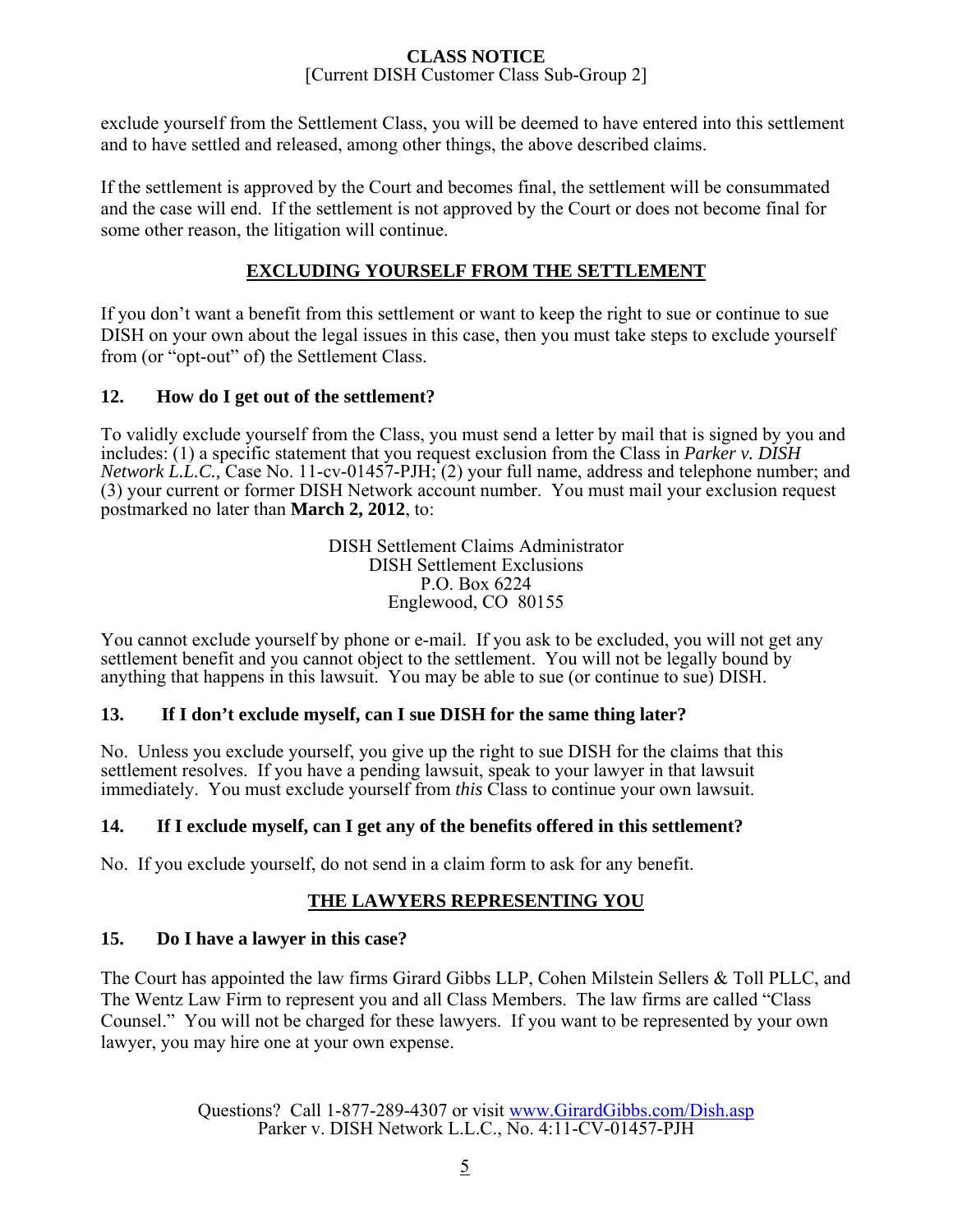exclude yourself from the Settlement Class, you will be deemed to have entered into this settlement and to have settled and released, among other things, the above described claims.

If the settlement is approved by the Court and becomes final, the settlement will be consummated and the case will end. If the settlement is not approved by the Court or does not become final for some other reason, the litigation will continue.

## EXCLUDING YOURSELF FROM THE SETTLEMENT

If you don't want a benefit from this settlement or want to keep the right to sue or continue to sue DISH on your own about the legal issues in this case, then you must take steps to exclude yourself from (or "opt-out" of) the Settlement Class.

### 12. How do I get out of the settlement?

To validly exclude yourself from the Class, you must send a letter by mail that is signed by you and includes: (1) a specific statement that you request exclusion from the Class in *Parker v. DISH Network L.L.C.,* Case No. 11-cv-01457-PJH; (2) your full name, address and telephone number; and (3) your current or former DISH Network account number. You must mail your exclusion request postmarked no later than **March 2, 2012**, to:

DISH Settlement Claims Administrator
DISH Settlement Exclusions
P.O. Box 6224
Englewood, CO 80155

You cannot exclude yourself by phone or e-mail. If you ask to be excluded, you will not get any settlement benefit and you cannot object to the settlement. You will not be legally bound by anything that happens in this lawsuit. You may be able to sue (or continue to sue) DISH.

### 13. If I don't exclude myself, can I sue DISH for the same thing later?

No. Unless you exclude yourself, you give up the right to sue DISH for the claims that this settlement resolves. If you have a pending lawsuit, speak to your lawyer in that lawsuit immediately. You must exclude yourself from *this* Class to continue your own lawsuit.

### 14. If I exclude myself, can I get any of the benefits offered in this settlement?

No. If you exclude yourself, do not send in a claim form to ask for any benefit.

## THE LAWYERS REPRESENTING YOU

### 15. Do I have a lawyer in this case?

The Court has appointed the law firms Girard Gibbs LLP, Cohen Milstein Sellers & Toll PLLC, and The Wentz Law Firm to represent you and all Class Members. The law firms are called "Class Counsel." You will not be charged for these lawyers. If you want to be represented by your own lawyer, you may hire one at your own expense.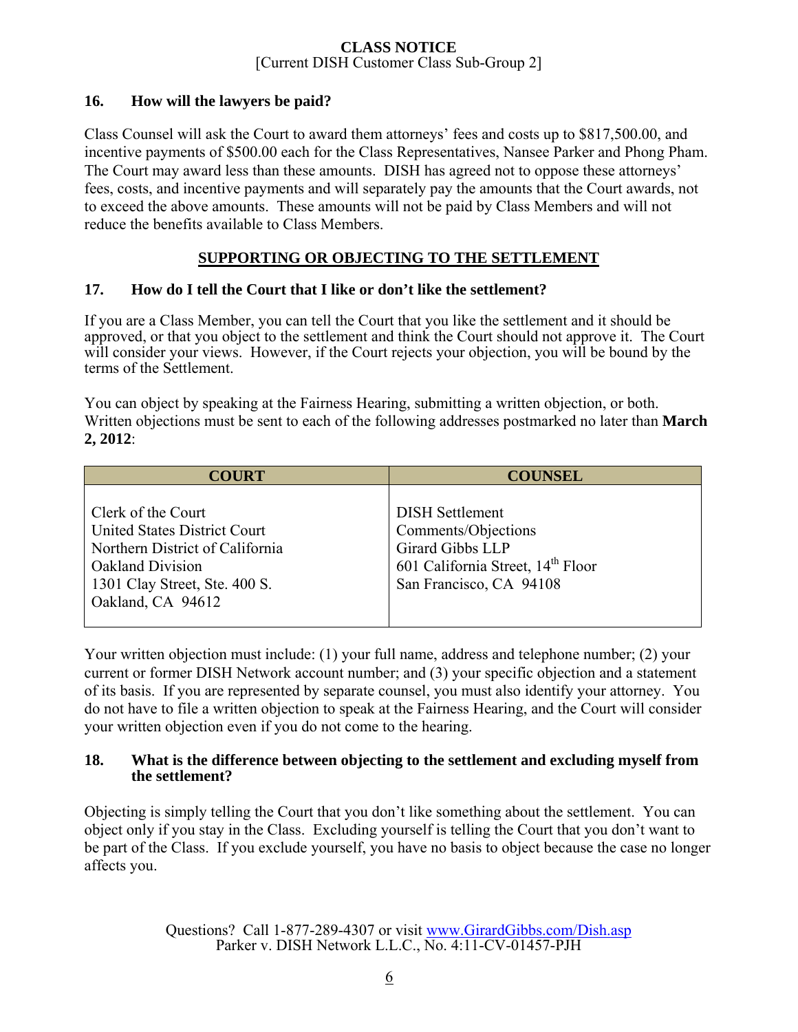**CLASS NOTICE**
[Current DISH Customer Class Sub-Group 2]

### 16. How will the lawyers be paid?

Class Counsel will ask the Court to award them attorneys' fees and costs up to $817,500.00, and incentive payments of $500.00 each for the Class Representatives, Nansee Parker and Phong Pham. The Court may award less than these amounts. DISH has agreed not to oppose these attorneys' fees, costs, and incentive payments and will separately pay the amounts that the Court awards, not to exceed the above amounts. These amounts will not be paid by Class Members and will not reduce the benefits available to Class Members.

## SUPPORTING OR OBJECTING TO THE SETTLEMENT

### 17. How do I tell the Court that I like or don't like the settlement?

If you are a Class Member, you can tell the Court that you like the settlement and it should be approved, or that you object to the settlement and think the Court should not approve it. The Court will consider your views. However, if the Court rejects your objection, you will be bound by the terms of the Settlement.

You can object by speaking at the Fairness Hearing, submitting a written objection, or both. Written objections must be sent to each of the following addresses postmarked no later than **March 2, 2012**:

| COURT | COUNSEL |
|---|---|
| Clerk of the Court<br>United States District Court<br>Northern District of California<br>Oakland Division<br>1301 Clay Street, Ste. 400 S.<br>Oakland, CA 94612 | DISH Settlement<br>Comments/Objections<br>Girard Gibbs LLP<br>601 California Street, 14th Floor<br>San Francisco, CA 94108 |

Your written objection must include: (1) your full name, address and telephone number; (2) your current or former DISH Network account number; and (3) your specific objection and a statement of its basis. If you are represented by separate counsel, you must also identify your attorney. You do not have to file a written objection to speak at the Fairness Hearing, and the Court will consider your written objection even if you do not come to the hearing.

### 18. What is the difference between objecting to the settlement and excluding myself from the settlement?

Objecting is simply telling the Court that you don't like something about the settlement. You can object only if you stay in the Class. Excluding yourself is telling the Court that you don't want to be part of the Class. If you exclude yourself, you have no basis to object because the case no longer affects you.

Questions? Call 1-877-289-4307 or visit www.GirardGibbs.com/Dish.asp
Parker v. DISH Network L.L.C., No. 4:11-CV-01457-PJH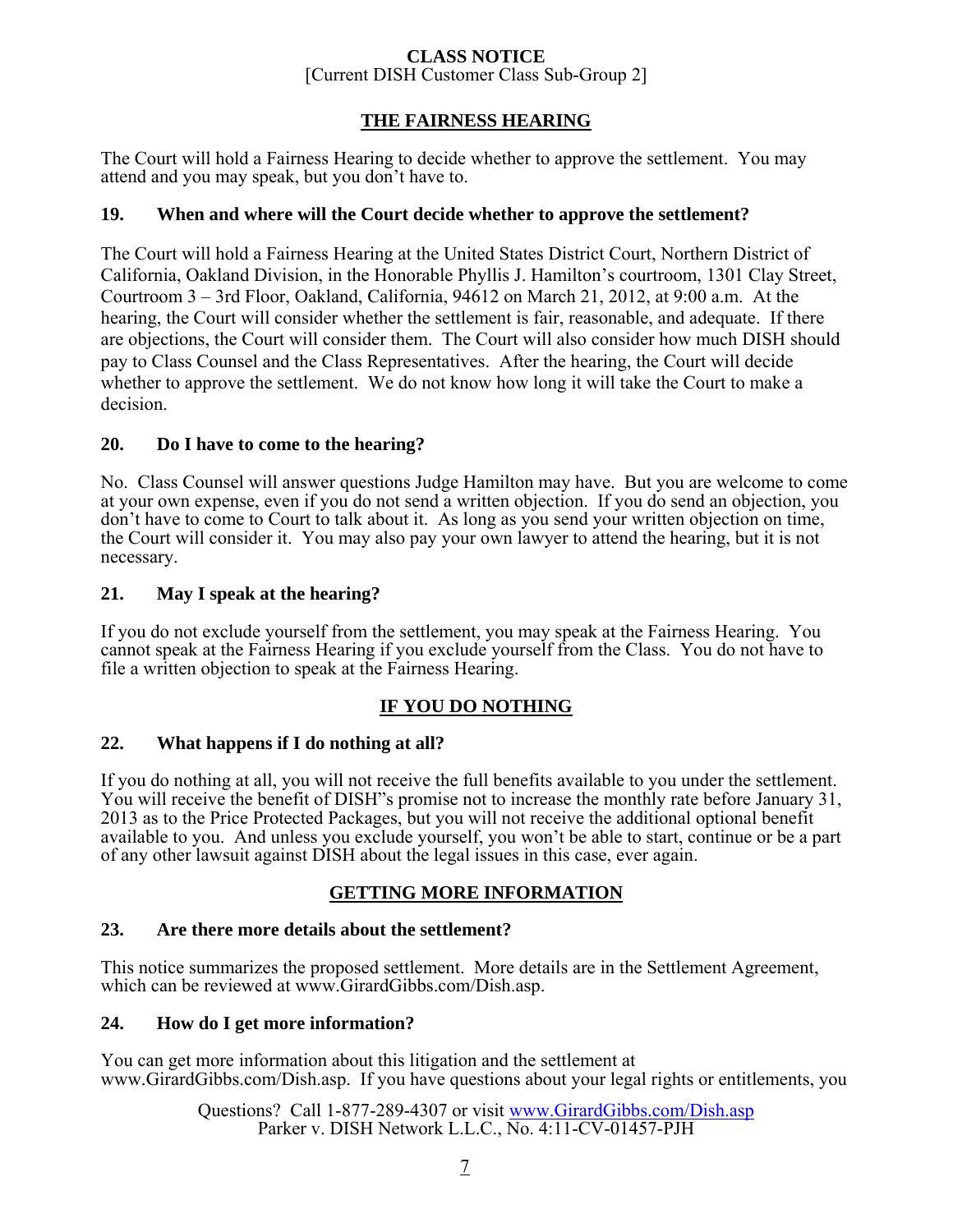## THE FAIRNESS HEARING

The Court will hold a Fairness Hearing to decide whether to approve the settlement. You may attend and you may speak, but you don't have to.

### 19. When and where will the Court decide whether to approve the settlement?

The Court will hold a Fairness Hearing at the United States District Court, Northern District of California, Oakland Division, in the Honorable Phyllis J. Hamilton's courtroom, 1301 Clay Street, Courtroom 3 – 3rd Floor, Oakland, California, 94612 on March 21, 2012, at 9:00 a.m. At the hearing, the Court will consider whether the settlement is fair, reasonable, and adequate. If there are objections, the Court will consider them. The Court will also consider how much DISH should pay to Class Counsel and the Class Representatives. After the hearing, the Court will decide whether to approve the settlement. We do not know how long it will take the Court to make a decision.

### 20. Do I have to come to the hearing?

No. Class Counsel will answer questions Judge Hamilton may have. But you are welcome to come at your own expense, even if you do not send a written objection. If you do send an objection, you don't have to come to Court to talk about it. As long as you send your written objection on time, the Court will consider it. You may also pay your own lawyer to attend the hearing, but it is not necessary.

### 21. May I speak at the hearing?

If you do not exclude yourself from the settlement, you may speak at the Fairness Hearing. You cannot speak at the Fairness Hearing if you exclude yourself from the Class. You do not have to file a written objection to speak at the Fairness Hearing.

## IF YOU DO NOTHING

### 22. What happens if I do nothing at all?

If you do nothing at all, you will not receive the full benefits available to you under the settlement. You will receive the benefit of DISH's promise not to increase the monthly rate before January 31, 2013 as to the Price Protected Packages, but you will not receive the additional optional benefit available to you. And unless you exclude yourself, you won't be able to start, continue or be a part of any other lawsuit against DISH about the legal issues in this case, ever again.

## GETTING MORE INFORMATION

### 23. Are there more details about the settlement?

This notice summarizes the proposed settlement. More details are in the Settlement Agreement, which can be reviewed at www.GirardGibbs.com/Dish.asp.

### 24. How do I get more information?

You can get more information about this litigation and the settlement at www.GirardGibbs.com/Dish.asp. If you have questions about your legal rights or entitlements, you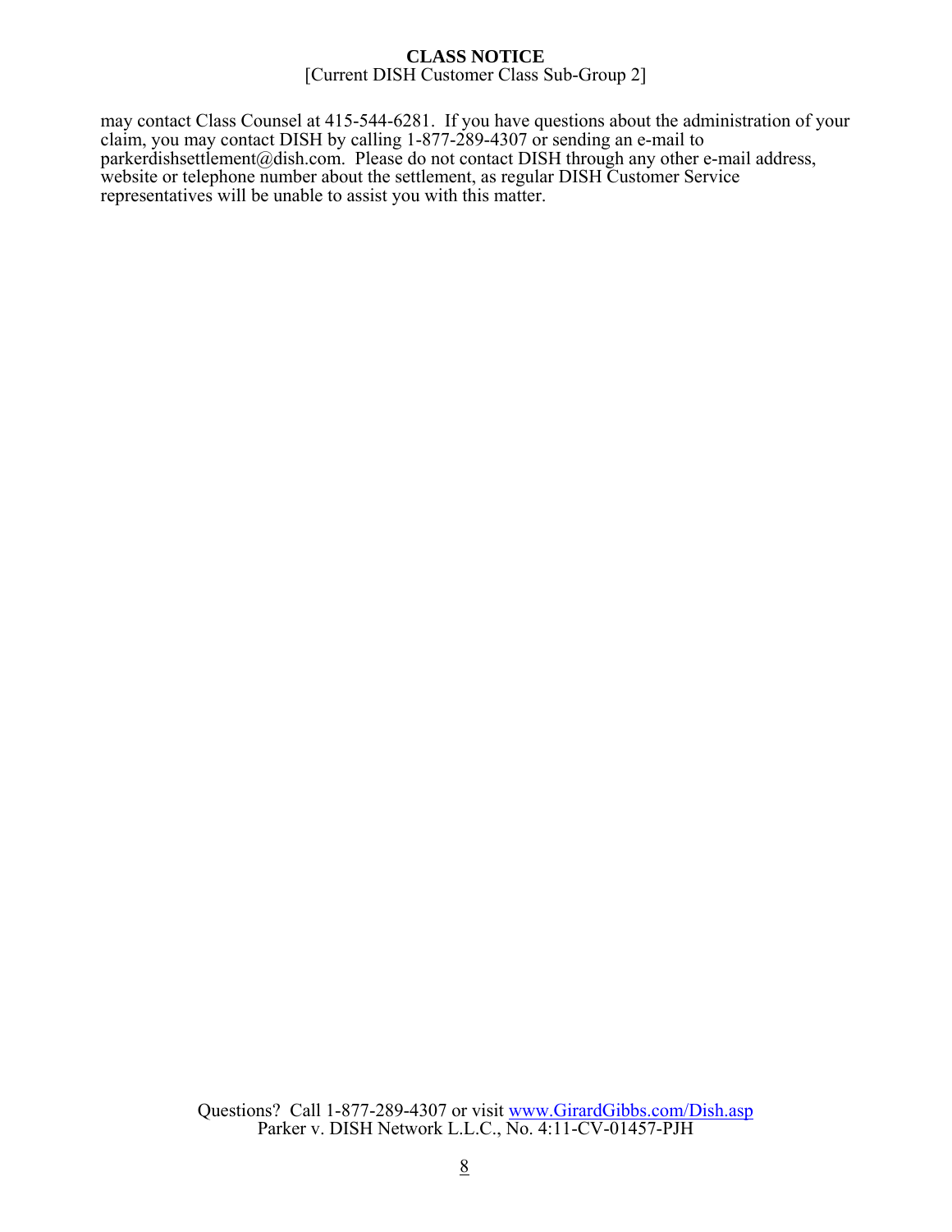may contact Class Counsel at 415-544-6281. If you have questions about the administration of your claim, you may contact DISH by calling 1-877-289-4307 or sending an e-mail to parkerdishsettlement@dish.com. Please do not contact DISH through any other e-mail address, website or telephone number about the settlement, as regular DISH Customer Service representatives will be unable to assist you with this matter.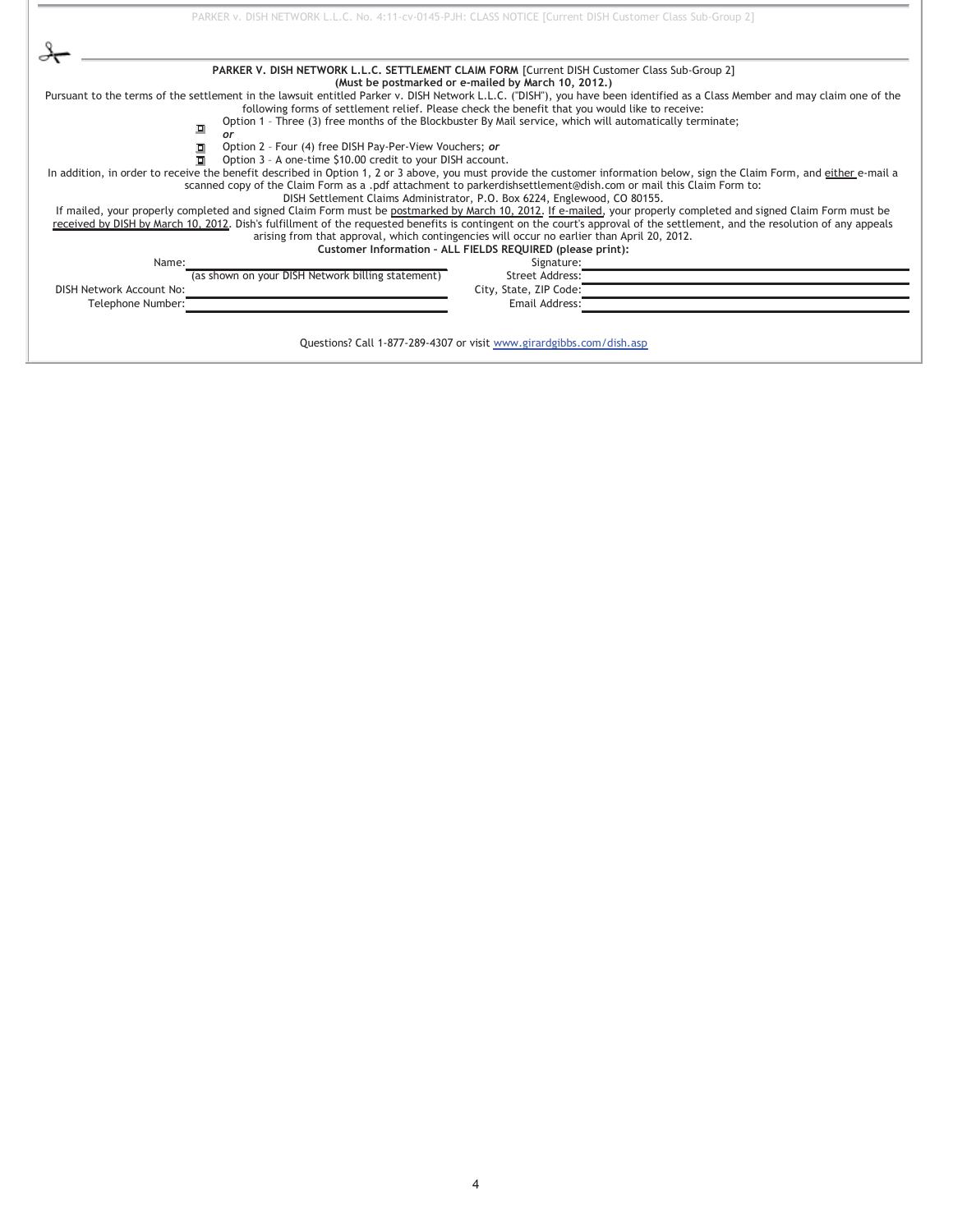**PARKER V. DISH NETWORK L.L.C. SETTLEMENT CLAIM FORM** [Current DISH Customer Class Sub-Group 2]
**(Must be postmarked or e-mailed by March 10, 2012.)**

Pursuant to the terms of the settlement in the lawsuit entitled Parker v. DISH Network L.L.C. ("DISH"), you have been identified as a Class Member and may claim one of the following forms of settlement relief. Please check the benefit that you would like to receive:

- ☐ Option 1 – Three (3) free months of the Blockbuster By Mail service, which will automatically terminate; *or*
- ☐ Option 2 – Four (4) free DISH Pay-Per-View Vouchers; *or*
- ☐ Option 3 – A one-time $10.00 credit to your DISH account.

In addition, in order to receive the benefit described in Option 1, 2 or 3 above, you must provide the customer information below, sign the Claim Form, and either e-mail a scanned copy of the Claim Form as a .pdf attachment to parkerdishsettlement@dish.com or mail this Claim Form to:

DISH Settlement Claims Administrator, P.O. Box 6224, Englewood, CO 80155.

If mailed, your properly completed and signed Claim Form must be postmarked by March 10, 2012. If e-mailed, your properly completed and signed Claim Form must be received by DISH by March 10, 2012. Dish's fulfillment of the requested benefits is contingent on the court's approval of the settlement, and the resolution of any appeals arising from that approval, which contingencies will occur no earlier than April 20, 2012.

**Customer Information – ALL FIELDS REQUIRED (please print):**

Name: ______________________
(as shown on your DISH Network billing statement)

DISH Network Account No: ______________________

Telephone Number: ______________________

Signature: ______________________

Street Address: ______________________

City, State, ZIP Code: ______________________

Email Address: ______________________

Questions? Call 1-877-289-4307 or visit www.girardgibbs.com/dish.asp